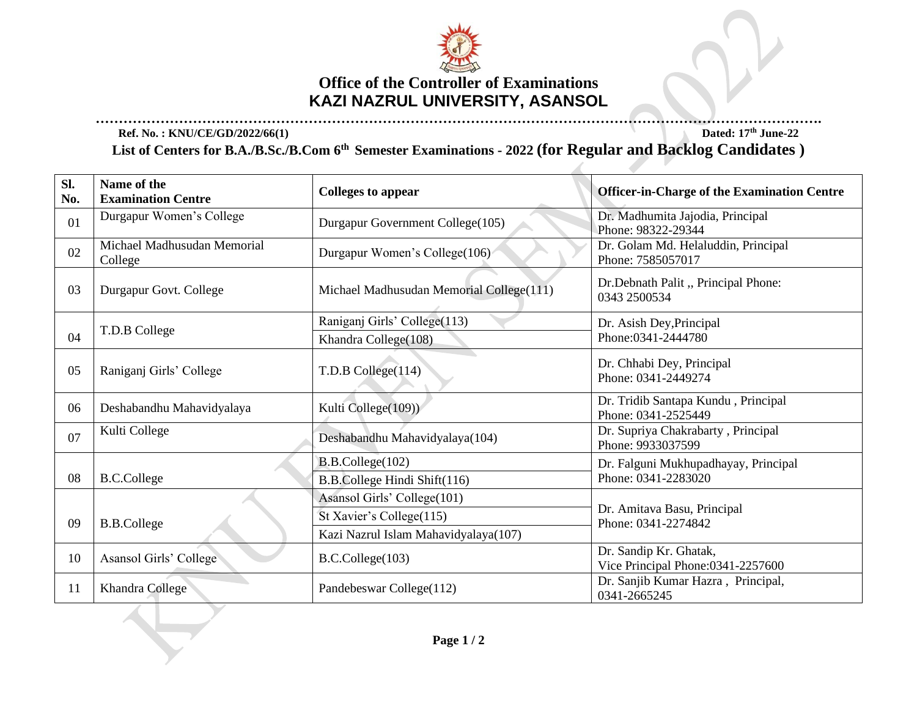# Office of the Controller of Examinations
# KAZI NAZRUL UNIVERSITY, ASANSOL

**Ref. No. : KNU/CE/GD/2022/66(1)** **Dated: 17th June-22**

## List of Centers for B.A./B.Sc./B.Com 6th Semester Examinations - 2022 (for Regular and Backlog Candidates )

| Sl. No. | Name of the Examination Centre | Colleges to appear | Officer-in-Charge of the Examination Centre |
|---|---|---|---|
| 01 | Durgapur Women's College | Durgapur Government College(105) | Dr. Madhumita Jajodia, Principal Phone: 98322-29344 |
| 02 | Michael Madhusudan Memorial College | Durgapur Women's College(106) | Dr. Golam Md. Helaluddin, Principal Phone: 7585057017 |
| 03 | Durgapur Govt. College | Michael Madhusudan Memorial College(111) | Dr.Debnath Palit ,, Principal Phone: 0343 2500534 |
| 04 | T.D.B College | Raniganj Girls' College(113) | Dr. Asish Dey,Principal Phone:0341-2444780 |
| | | Khandra College(108) | |
| 05 | Raniganj Girls' College | T.D.B College(114) | Dr. Chhabi Dey, Principal Phone: 0341-2449274 |
| 06 | Deshabandhu Mahavidyalaya | Kulti College(109)) | Dr. Tridib Santapa Kundu , Principal Phone: 0341-2525449 |
| 07 | Kulti College | Deshabandhu Mahavidyalaya(104) | Dr. Supriya Chakrabarty , Principal Phone: 9933037599 |
| 08 | B.C.College | B.B.College(102) | Dr. Falguni Mukhupadhayay, Principal Phone: 0341-2283020 |
| | | B.B.College Hindi Shift(116) | |
| 09 | B.B.College | Asansol Girls' College(101) | Dr. Amitava Basu, Principal Phone: 0341-2274842 |
| | | St Xavier's College(115) | |
| | | Kazi Nazrul Islam Mahavidyalaya(107) | |
| 10 | Asansol Girls' College | B.C.College(103) | Dr. Sandip Kr. Ghatak, Vice Principal Phone:0341-2257600 |
| 11 | Khandra College | Pandebeswar College(112) | Dr. Sanjib Kumar Hazra , Principal, 0341-2665245 |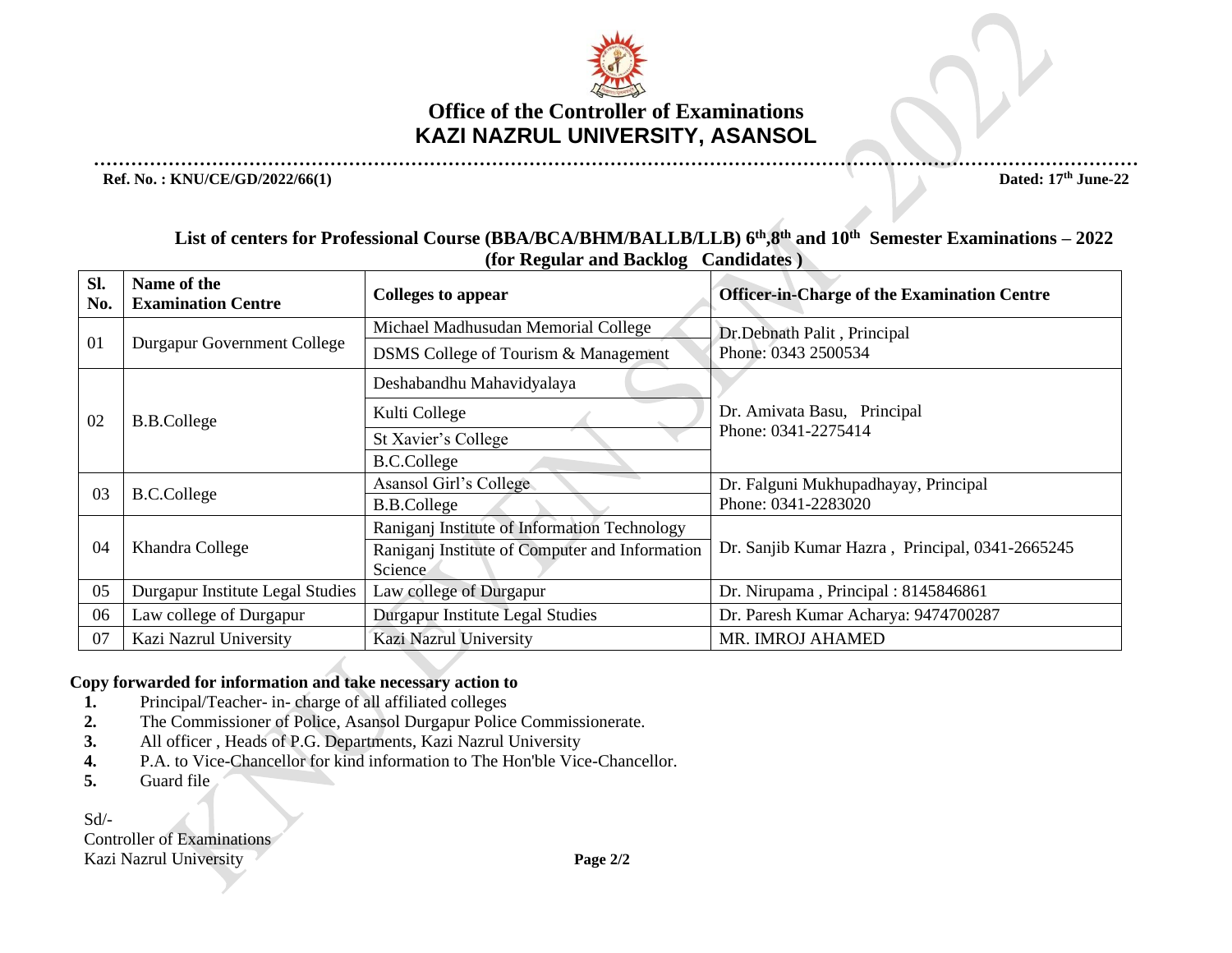# Office of the Controller of Examinations
# KAZI NAZRUL UNIVERSITY, ASANSOL

**Ref. No. : KNU/CE/GD/2022/66(1)** **Dated: 17th June-22**

### List of centers for Professional Course (BBA/BCA/BHM/BALLB/LLB) 6th,8th and 10th Semester Examinations – 2022 (for Regular and Backlog Candidates )

| Sl. No. | Name of the Examination Centre | Colleges to appear | Officer-in-Charge of the Examination Centre |
|---|---|---|---|
| 01 | Durgapur Government College | Michael Madhusudan Memorial College | Dr.Debnath Palit , Principal Phone: 0343 2500534 |
| | | DSMS College of Tourism & Management | |
| 02 | B.B.College | Deshabandhu Mahavidyalaya | Dr. Amivata Basu, Principal Phone: 0341-2275414 |
| | | Kulti College | |
| | | St Xavier's College | |
| | | B.C.College | |
| 03 | B.C.College | Asansol Girl's College | Dr. Falguni Mukhupadhayay, Principal Phone: 0341-2283020 |
| | | B.B.College | |
| 04 | Khandra College | Raniganj Institute of Information Technology | Dr. Sanjib Kumar Hazra , Principal, 0341-2665245 |
| | | Raniganj Institute of Computer and Information Science | |
| 05 | Durgapur Institute Legal Studies | Law college of Durgapur | Dr. Nirupama , Principal : 8145846861 |
| 06 | Law college of Durgapur | Durgapur Institute Legal Studies | Dr. Paresh Kumar Acharya: 9474700287 |
| 07 | Kazi Nazrul University | Kazi Nazrul University | MR. IMROJ AHAMED |

**Copy forwarded for information and take necessary action to**

1. Principal/Teacher- in- charge of all affiliated colleges
2. The Commissioner of Police, Asansol Durgapur Police Commissionerate.
3. All officer , Heads of P.G. Departments, Kazi Nazrul University
4. P.A. to Vice-Chancellor for kind information to The Hon'ble Vice-Chancellor.
5. Guard file

Sd/-
Controller of Examinations
Kazi Nazrul University